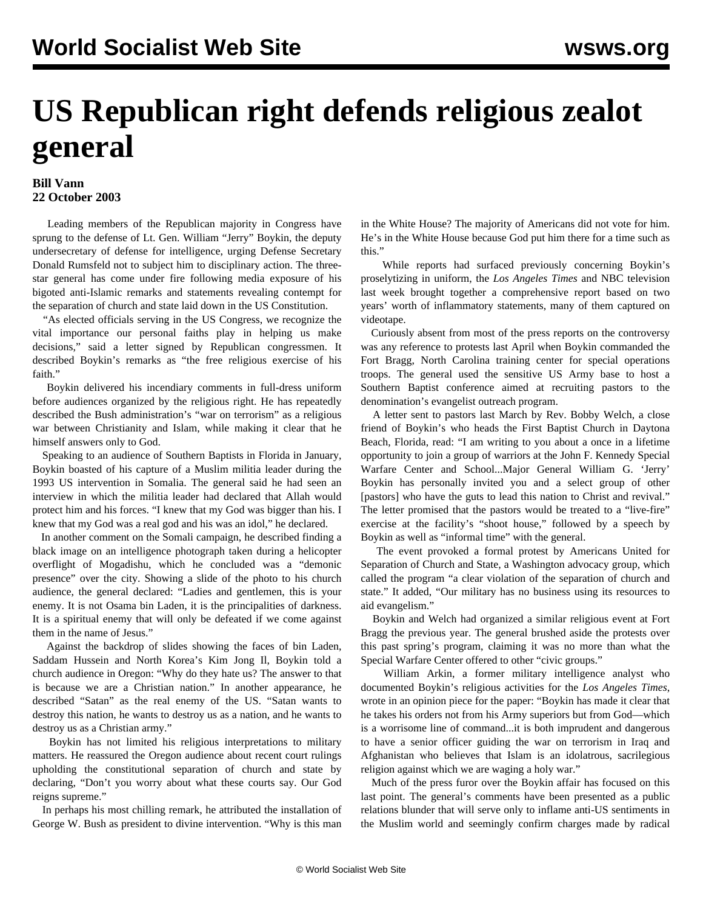# US Republican right defends religious zealot general

**Bill Vann**
**22 October 2003**

Leading members of the Republican majority in Congress have sprung to the defense of Lt. Gen. William "Jerry" Boykin, the deputy undersecretary of defense for intelligence, urging Defense Secretary Donald Rumsfeld not to subject him to disciplinary action. The three-star general has come under fire following media exposure of his bigoted anti-Islamic remarks and statements revealing contempt for the separation of church and state laid down in the US Constitution.

"As elected officials serving in the US Congress, we recognize the vital importance our personal faiths play in helping us make decisions," said a letter signed by Republican congressmen. It described Boykin's remarks as "the free religious exercise of his faith."

Boykin delivered his incendiary comments in full-dress uniform before audiences organized by the religious right. He has repeatedly described the Bush administration's "war on terrorism" as a religious war between Christianity and Islam, while making it clear that he himself answers only to God.

Speaking to an audience of Southern Baptists in Florida in January, Boykin boasted of his capture of a Muslim militia leader during the 1993 US intervention in Somalia. The general said he had seen an interview in which the militia leader had declared that Allah would protect him and his forces. "I knew that my God was bigger than his. I knew that my God was a real god and his was an idol," he declared.

In another comment on the Somali campaign, he described finding a black image on an intelligence photograph taken during a helicopter overflight of Mogadishu, which he concluded was a "demonic presence" over the city. Showing a slide of the photo to his church audience, the general declared: "Ladies and gentlemen, this is your enemy. It is not Osama bin Laden, it is the principalities of darkness. It is a spiritual enemy that will only be defeated if we come against them in the name of Jesus."

Against the backdrop of slides showing the faces of bin Laden, Saddam Hussein and North Korea's Kim Jong Il, Boykin told a church audience in Oregon: "Why do they hate us? The answer to that is because we are a Christian nation." In another appearance, he described "Satan" as the real enemy of the US. "Satan wants to destroy this nation, he wants to destroy us as a nation, and he wants to destroy us as a Christian army."

Boykin has not limited his religious interpretations to military matters. He reassured the Oregon audience about recent court rulings upholding the constitutional separation of church and state by declaring, "Don't you worry about what these courts say. Our God reigns supreme."

In perhaps his most chilling remark, he attributed the installation of George W. Bush as president to divine intervention. "Why is this man in the White House? The majority of Americans did not vote for him. He's in the White House because God put him there for a time such as this."

While reports had surfaced previously concerning Boykin's proselytizing in uniform, the *Los Angeles Times* and NBC television last week brought together a comprehensive report based on two years' worth of inflammatory statements, many of them captured on videotape.

Curiously absent from most of the press reports on the controversy was any reference to protests last April when Boykin commanded the Fort Bragg, North Carolina training center for special operations troops. The general used the sensitive US Army base to host a Southern Baptist conference aimed at recruiting pastors to the denomination's evangelist outreach program.

A letter sent to pastors last March by Rev. Bobby Welch, a close friend of Boykin's who heads the First Baptist Church in Daytona Beach, Florida, read: "I am writing to you about a once in a lifetime opportunity to join a group of warriors at the John F. Kennedy Special Warfare Center and School...Major General William G. 'Jerry' Boykin has personally invited you and a select group of other [pastors] who have the guts to lead this nation to Christ and revival." The letter promised that the pastors would be treated to a "live-fire" exercise at the facility's "shoot house," followed by a speech by Boykin as well as "informal time" with the general.

The event provoked a formal protest by Americans United for Separation of Church and State, a Washington advocacy group, which called the program "a clear violation of the separation of church and state." It added, "Our military has no business using its resources to aid evangelism."

Boykin and Welch had organized a similar religious event at Fort Bragg the previous year. The general brushed aside the protests over this past spring's program, claiming it was no more than what the Special Warfare Center offered to other "civic groups."

William Arkin, a former military intelligence analyst who documented Boykin's religious activities for the *Los Angeles Times*, wrote in an opinion piece for the paper: "Boykin has made it clear that he takes his orders not from his Army superiors but from God—which is a worrisome line of command...it is both imprudent and dangerous to have a senior officer guiding the war on terrorism in Iraq and Afghanistan who believes that Islam is an idolatrous, sacrilegious religion against which we are waging a holy war."

Much of the press furor over the Boykin affair has focused on this last point. The general's comments have been presented as a public relations blunder that will serve only to inflame anti-US sentiments in the Muslim world and seemingly confirm charges made by radical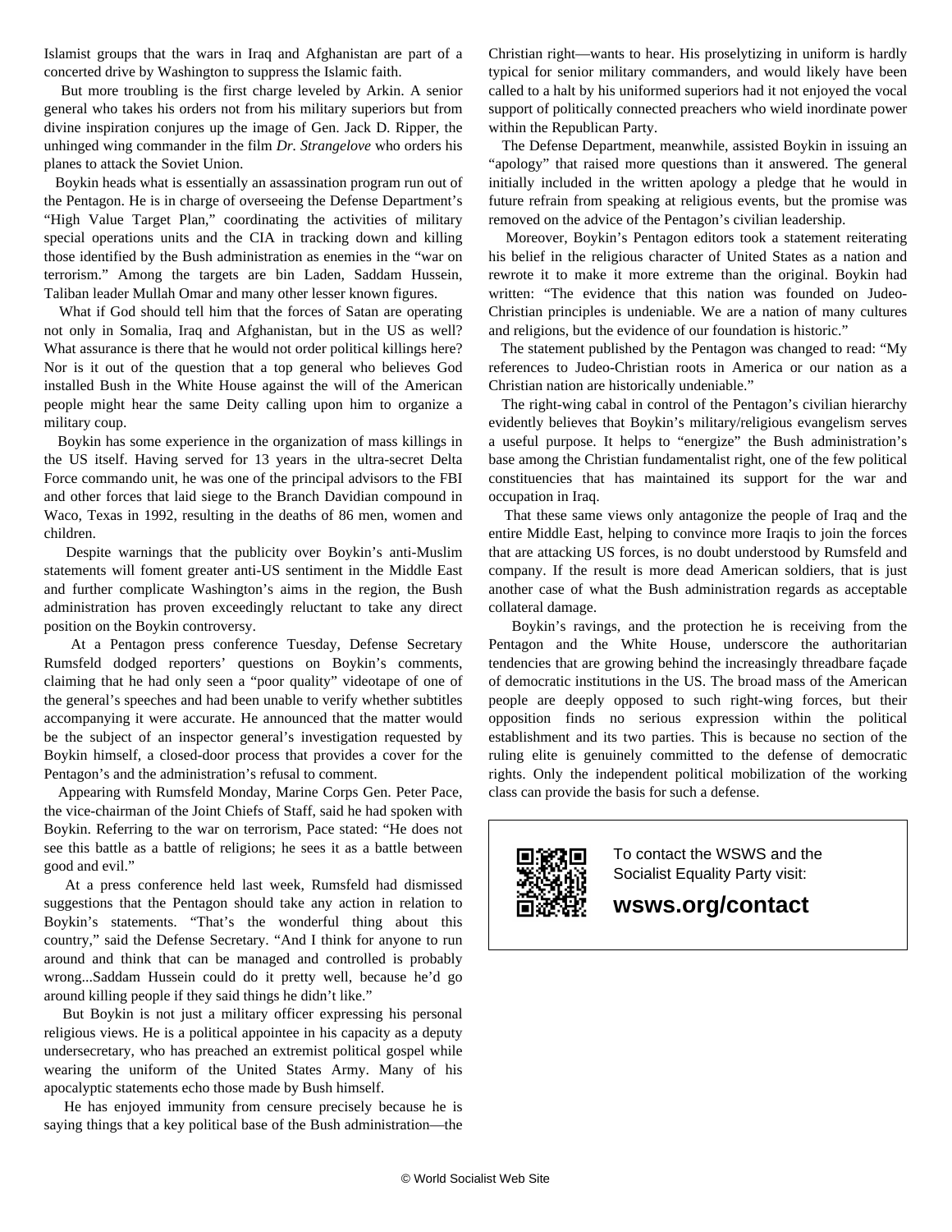Islamist groups that the wars in Iraq and Afghanistan are part of a concerted drive by Washington to suppress the Islamic faith.

But more troubling is the first charge leveled by Arkin. A senior general who takes his orders not from his military superiors but from divine inspiration conjures up the image of Gen. Jack D. Ripper, the unhinged wing commander in the film *Dr. Strangelove* who orders his planes to attack the Soviet Union.

Boykin heads what is essentially an assassination program run out of the Pentagon. He is in charge of overseeing the Defense Department's "High Value Target Plan," coordinating the activities of military special operations units and the CIA in tracking down and killing those identified by the Bush administration as enemies in the "war on terrorism." Among the targets are bin Laden, Saddam Hussein, Taliban leader Mullah Omar and many other lesser known figures.

What if God should tell him that the forces of Satan are operating not only in Somalia, Iraq and Afghanistan, but in the US as well? What assurance is there that he would not order political killings here? Nor is it out of the question that a top general who believes God installed Bush in the White House against the will of the American people might hear the same Deity calling upon him to organize a military coup.

Boykin has some experience in the organization of mass killings in the US itself. Having served for 13 years in the ultra-secret Delta Force commando unit, he was one of the principal advisors to the FBI and other forces that laid siege to the Branch Davidian compound in Waco, Texas in 1992, resulting in the deaths of 86 men, women and children.

Despite warnings that the publicity over Boykin's anti-Muslim statements will foment greater anti-US sentiment in the Middle East and further complicate Washington's aims in the region, the Bush administration has proven exceedingly reluctant to take any direct position on the Boykin controversy.

At a Pentagon press conference Tuesday, Defense Secretary Rumsfeld dodged reporters' questions on Boykin's comments, claiming that he had only seen a "poor quality" videotape of one of the general's speeches and had been unable to verify whether subtitles accompanying it were accurate. He announced that the matter would be the subject of an inspector general's investigation requested by Boykin himself, a closed-door process that provides a cover for the Pentagon's and the administration's refusal to comment.

Appearing with Rumsfeld Monday, Marine Corps Gen. Peter Pace, the vice-chairman of the Joint Chiefs of Staff, said he had spoken with Boykin. Referring to the war on terrorism, Pace stated: "He does not see this battle as a battle of religions; he sees it as a battle between good and evil."

At a press conference held last week, Rumsfeld had dismissed suggestions that the Pentagon should take any action in relation to Boykin's statements. "That's the wonderful thing about this country," said the Defense Secretary. "And I think for anyone to run around and think that can be managed and controlled is probably wrong...Saddam Hussein could do it pretty well, because he'd go around killing people if they said things he didn't like."

But Boykin is not just a military officer expressing his personal religious views. He is a political appointee in his capacity as a deputy undersecretary, who has preached an extremist political gospel while wearing the uniform of the United States Army. Many of his apocalyptic statements echo those made by Bush himself.

He has enjoyed immunity from censure precisely because he is saying things that a key political base of the Bush administration—the Christian right—wants to hear. His proselytizing in uniform is hardly typical for senior military commanders, and would likely have been called to a halt by his uniformed superiors had it not enjoyed the vocal support of politically connected preachers who wield inordinate power within the Republican Party.

The Defense Department, meanwhile, assisted Boykin in issuing an "apology" that raised more questions than it answered. The general initially included in the written apology a pledge that he would in future refrain from speaking at religious events, but the promise was removed on the advice of the Pentagon's civilian leadership.

Moreover, Boykin's Pentagon editors took a statement reiterating his belief in the religious character of United States as a nation and rewrote it to make it more extreme than the original. Boykin had written: "The evidence that this nation was founded on Judeo-Christian principles is undeniable. We are a nation of many cultures and religions, but the evidence of our foundation is historic."

The statement published by the Pentagon was changed to read: "My references to Judeo-Christian roots in America or our nation as a Christian nation are historically undeniable."

The right-wing cabal in control of the Pentagon's civilian hierarchy evidently believes that Boykin's military/religious evangelism serves a useful purpose. It helps to "energize" the Bush administration's base among the Christian fundamentalist right, one of the few political constituencies that has maintained its support for the war and occupation in Iraq.

That these same views only antagonize the people of Iraq and the entire Middle East, helping to convince more Iraqis to join the forces that are attacking US forces, is no doubt understood by Rumsfeld and company. If the result is more dead American soldiers, that is just another case of what the Bush administration regards as acceptable collateral damage.

Boykin's ravings, and the protection he is receiving from the Pentagon and the White House, underscore the authoritarian tendencies that are growing behind the increasingly threadbare façade of democratic institutions in the US. The broad mass of the American people are deeply opposed to such right-wing forces, but their opposition finds no serious expression within the political establishment and its two parties. This is because no section of the ruling elite is genuinely committed to the defense of democratic rights. Only the independent political mobilization of the working class can provide the basis for such a defense.

To contact the WSWS and the Socialist Equality Party visit:

**wsws.org/contact**